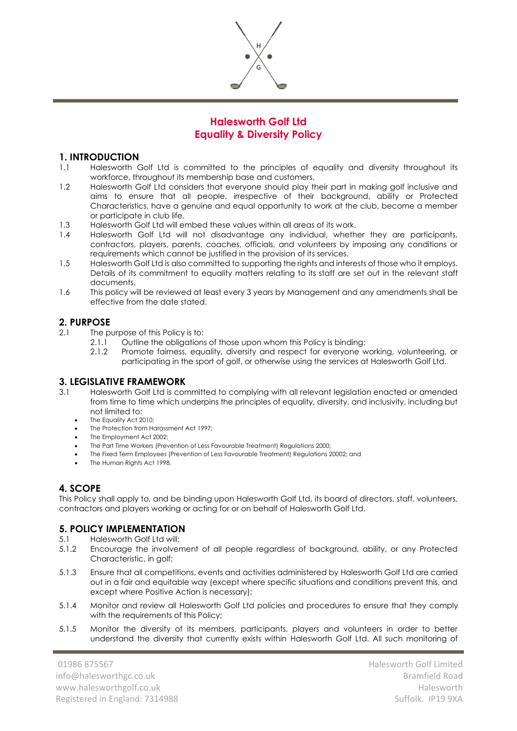# Halesworth Golf Ltd
# Equality & Diversity Policy

## 1. INTRODUCTION

1.1 Halesworth Golf Ltd is committed to the principles of equality and diversity throughout its workforce, throughout its membership base and customers.

1.2 Halesworth Golf Ltd considers that everyone should play their part in making golf inclusive and aims to ensure that all people, irrespective of their background, ability or Protected Characteristics, have a genuine and equal opportunity to work at the club, become a member or participate in club life.

1.3 Halesworth Golf Ltd will embed these values within all areas of its work.

1.4 Halesworth Golf Ltd will not disadvantage any individual, whether they are participants, contractors, players, parents, coaches, officials, and volunteers by imposing any conditions or requirements which cannot be justified in the provision of its services.

1.5 Halesworth Golf Ltd is also committed to supporting the rights and interests of those who it employs. Details of its commitment to equality matters relating to its staff are set out in the relevant staff documents.

1.6 This policy will be reviewed at least every 3 years by Management and any amendments shall be effective from the date stated.

## 2. PURPOSE

2.1 The purpose of this Policy is to:

2.1.1 Outline the obligations of those upon whom this Policy is binding;

2.1.2 Promote fairness, equality, diversity and respect for everyone working, volunteering, or participating in the sport of golf, or otherwise using the services at Halesworth Golf Ltd.

## 3. LEGISLATIVE FRAMEWORK

3.1 Halesworth Golf Ltd is committed to complying with all relevant legislation enacted or amended from time to time which underpins the principles of equality, diversity, and inclusivity, including but not limited to:

- The Equality Act 2010;
- The Protection from Harassment Act 1997;
- The Employment Act 2002;
- The Part Time Workers (Prevention of Less Favourable Treatment) Regulations 2000;
- The Fixed Term Employees (Prevention of Less Favourable Treatment) Regulations 20002; and
- The Human Rights Act 1998.

## 4. SCOPE

This Policy shall apply to, and be binding upon Halesworth Golf Ltd, its board of directors, staff, volunteers, contractors and players working or acting for or on behalf of Halesworth Golf Ltd.

## 5. POLICY IMPLEMENTATION

5.1 Halesworth Golf Ltd will:

5.1.2 Encourage the involvement of all people regardless of background, ability, or any Protected Characteristic, in golf;

5.1.3 Ensure that all competitions, events and activities administered by Halesworth Golf Ltd are carried out in a fair and equitable way (except where specific situations and conditions prevent this, and except where Positive Action is necessary);

5.1.4 Monitor and review all Halesworth Golf Ltd policies and procedures to ensure that they comply with the requirements of this Policy;

5.1.5 Monitor the diversity of its members, participants, players and volunteers in order to better understand the diversity that currently exists within Halesworth Golf Ltd. All such monitoring of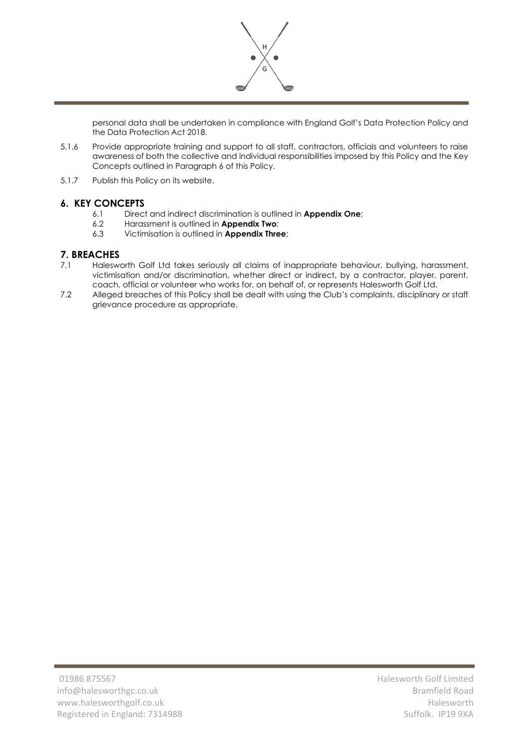personal data shall be undertaken in compliance with England Golf's Data Protection Policy and the Data Protection Act 2018.

5.1.6 Provide appropriate training and support to all staff, contractors, officials and volunteers to raise awareness of both the collective and individual responsibilities imposed by this Policy and the Key Concepts outlined in Paragraph 6 of this Policy.

5.1.7 Publish this Policy on its website.

## 6. KEY CONCEPTS

6.1 Direct and indirect discrimination is outlined in **Appendix One**;

6.2 Harassment is outlined in **Appendix Two**;

6.3 Victimisation is outlined in **Appendix Three**;

## 7. BREACHES

7.1 Halesworth Golf Ltd takes seriously all claims of inappropriate behaviour, bullying, harassment, victimisation and/or discrimination, whether direct or indirect, by a contractor, player, parent, coach, official or volunteer who works for, on behalf of, or represents Halesworth Golf Ltd.

7.2 Alleged breaches of this Policy shall be dealt with using the Club's complaints, disciplinary or staff grievance procedure as appropriate.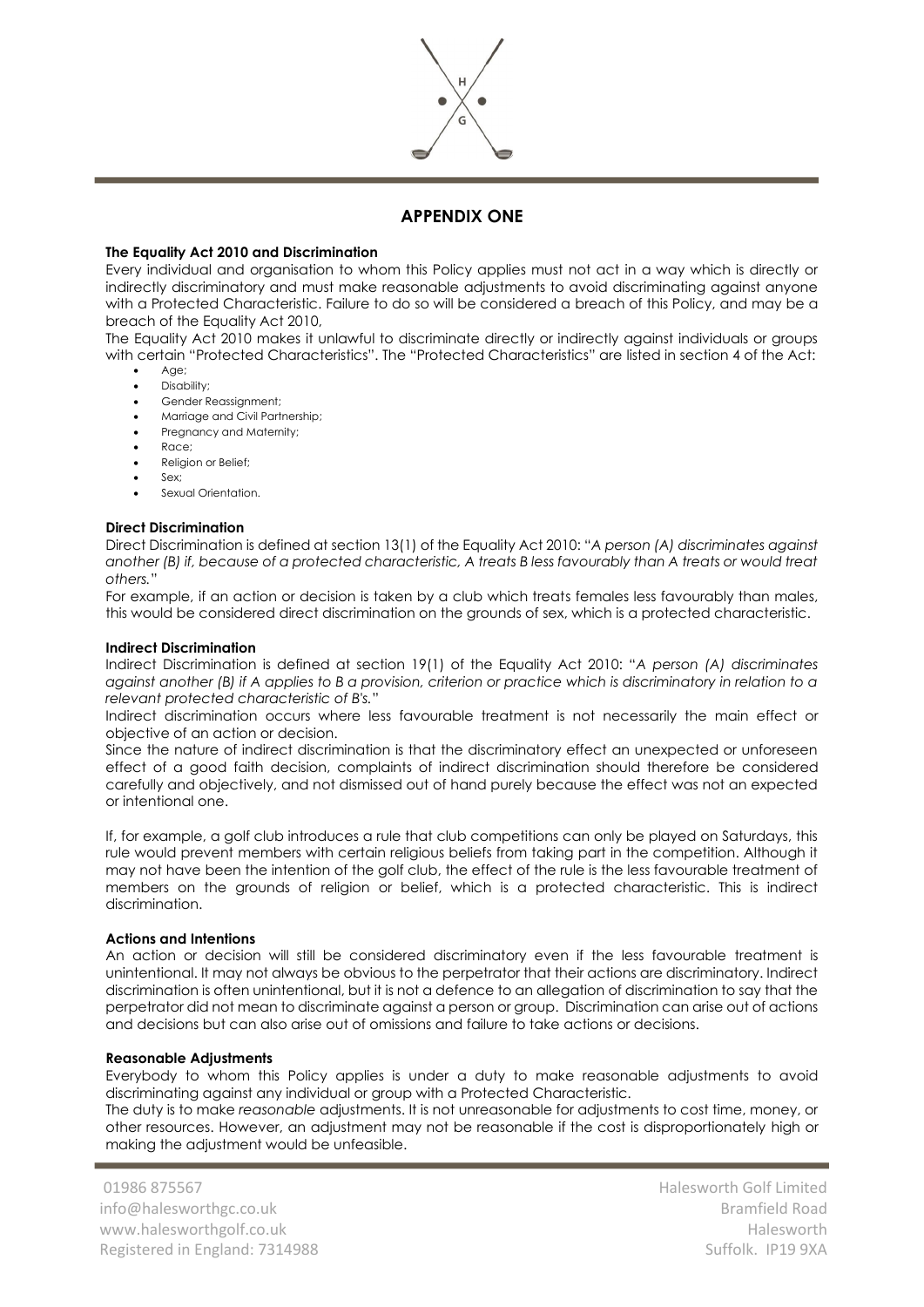## APPENDIX ONE

**The Equality Act 2010 and Discrimination**

Every individual and organisation to whom this Policy applies must not act in a way which is directly or indirectly discriminatory and must make reasonable adjustments to avoid discriminating against anyone with a Protected Characteristic. Failure to do so will be considered a breach of this Policy, and may be a breach of the Equality Act 2010,

The Equality Act 2010 makes it unlawful to discriminate directly or indirectly against individuals or groups with certain "Protected Characteristics". The "Protected Characteristics" are listed in section 4 of the Act:

- Age;
- Disability;
- Gender Reassignment;
- Marriage and Civil Partnership;
- Pregnancy and Maternity;
- Race;
- Religion or Belief;
- Sex;
- Sexual Orientation.

**Direct Discrimination**

Direct Discrimination is defined at section 13(1) of the Equality Act 2010: "*A person (A) discriminates against another (B) if, because of a protected characteristic, A treats B less favourably than A treats or would treat others.*"

For example, if an action or decision is taken by a club which treats females less favourably than males, this would be considered direct discrimination on the grounds of sex, which is a protected characteristic.

**Indirect Discrimination**

Indirect Discrimination is defined at section 19(1) of the Equality Act 2010: "*A person (A) discriminates against another (B) if A applies to B a provision, criterion or practice which is discriminatory in relation to a relevant protected characteristic of B's.*"

Indirect discrimination occurs where less favourable treatment is not necessarily the main effect or objective of an action or decision.

Since the nature of indirect discrimination is that the discriminatory effect an unexpected or unforeseen effect of a good faith decision, complaints of indirect discrimination should therefore be considered carefully and objectively, and not dismissed out of hand purely because the effect was not an expected or intentional one.

If, for example, a golf club introduces a rule that club competitions can only be played on Saturdays, this rule would prevent members with certain religious beliefs from taking part in the competition. Although it may not have been the intention of the golf club, the effect of the rule is the less favourable treatment of members on the grounds of religion or belief, which is a protected characteristic. This is indirect discrimination.

**Actions and Intentions**

An action or decision will still be considered discriminatory even if the less favourable treatment is unintentional. It may not always be obvious to the perpetrator that their actions are discriminatory. Indirect discrimination is often unintentional, but it is not a defence to an allegation of discrimination to say that the perpetrator did not mean to discriminate against a person or group. Discrimination can arise out of actions and decisions but can also arise out of omissions and failure to take actions or decisions.

**Reasonable Adjustments**

Everybody to whom this Policy applies is under a duty to make reasonable adjustments to avoid discriminating against any individual or group with a Protected Characteristic.

The duty is to make *reasonable* adjustments. It is not unreasonable for adjustments to cost time, money, or other resources. However, an adjustment may not be reasonable if the cost is disproportionately high or making the adjustment would be unfeasible.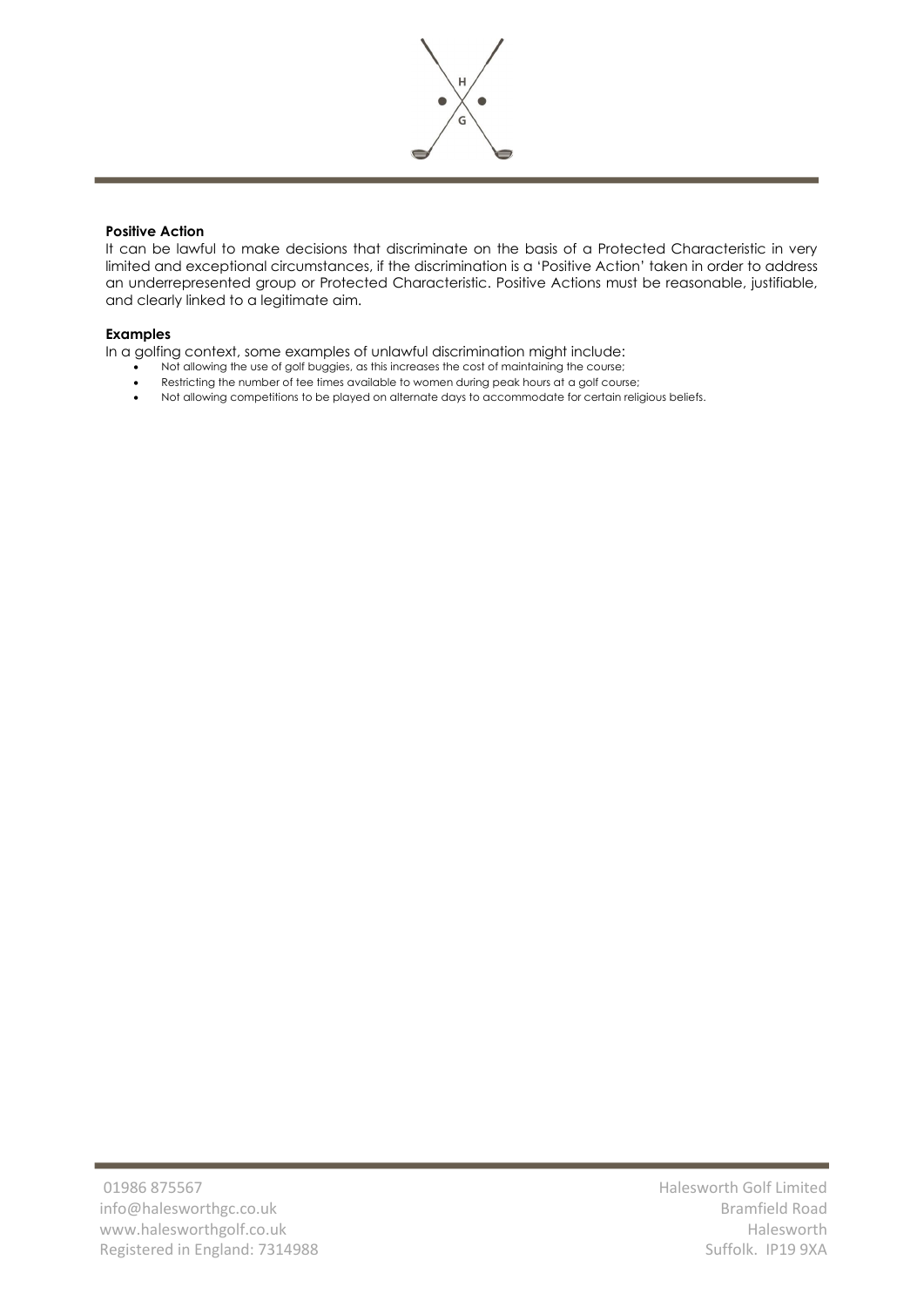**Positive Action**

It can be lawful to make decisions that discriminate on the basis of a Protected Characteristic in very limited and exceptional circumstances, if the discrimination is a 'Positive Action' taken in order to address an underrepresented group or Protected Characteristic. Positive Actions must be reasonable, justifiable, and clearly linked to a legitimate aim.

**Examples**

In a golfing context, some examples of unlawful discrimination might include:

- Not allowing the use of golf buggies, as this increases the cost of maintaining the course;
- Restricting the number of tee times available to women during peak hours at a golf course;
- Not allowing competitions to be played on alternate days to accommodate for certain religious beliefs.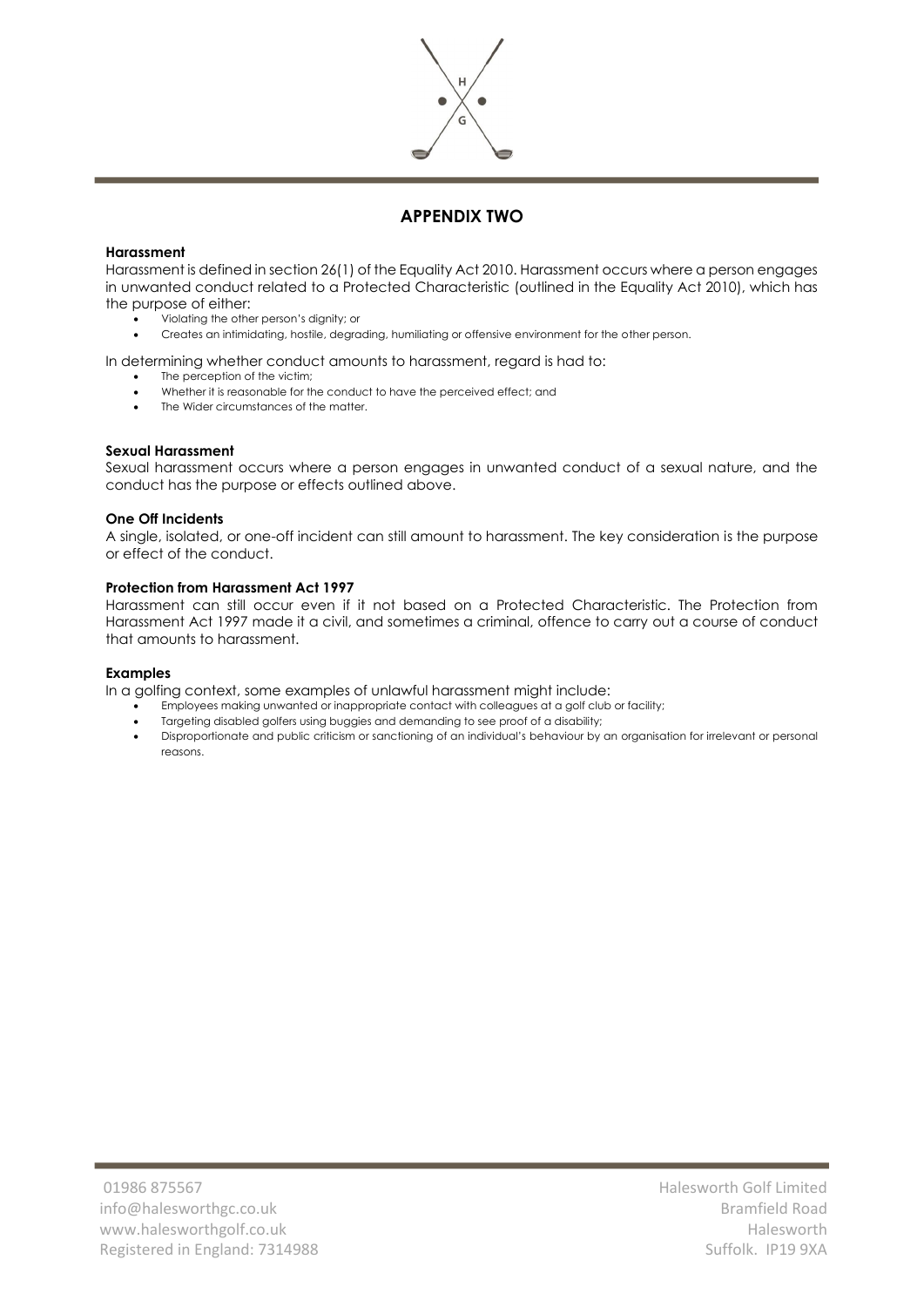## APPENDIX TWO

**Harassment**

Harassment is defined in section 26(1) of the Equality Act 2010. Harassment occurs where a person engages in unwanted conduct related to a Protected Characteristic (outlined in the Equality Act 2010), which has the purpose of either:

- Violating the other person's dignity; or
- Creates an intimidating, hostile, degrading, humiliating or offensive environment for the other person.

In determining whether conduct amounts to harassment, regard is had to:

- The perception of the victim;
- Whether it is reasonable for the conduct to have the perceived effect; and
- The Wider circumstances of the matter.

**Sexual Harassment**

Sexual harassment occurs where a person engages in unwanted conduct of a sexual nature, and the conduct has the purpose or effects outlined above.

**One Off Incidents**

A single, isolated, or one-off incident can still amount to harassment. The key consideration is the purpose or effect of the conduct.

**Protection from Harassment Act 1997**

Harassment can still occur even if it not based on a Protected Characteristic. The Protection from Harassment Act 1997 made it a civil, and sometimes a criminal, offence to carry out a course of conduct that amounts to harassment.

**Examples**

In a golfing context, some examples of unlawful harassment might include:

- Employees making unwanted or inappropriate contact with colleagues at a golf club or facility;
- Targeting disabled golfers using buggies and demanding to see proof of a disability;
- Disproportionate and public criticism or sanctioning of an individual's behaviour by an organisation for irrelevant or personal reasons.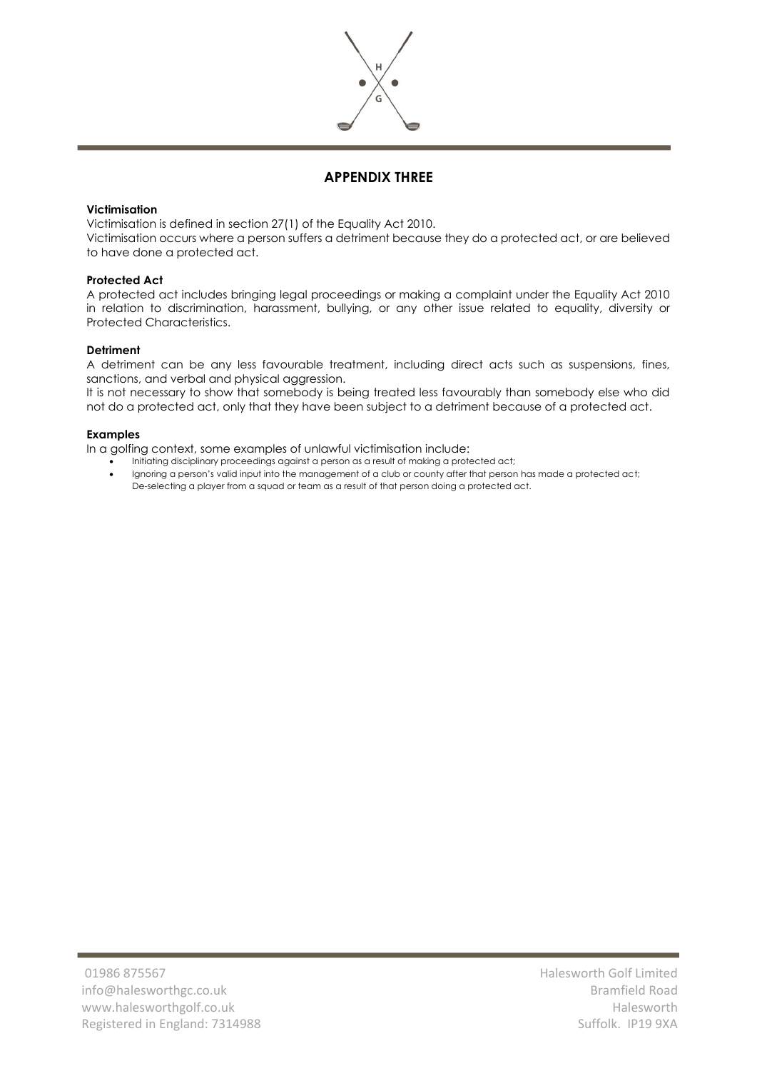## APPENDIX THREE

**Victimisation**

Victimisation is defined in section 27(1) of the Equality Act 2010.
Victimisation occurs where a person suffers a detriment because they do a protected act, or are believed to have done a protected act.

**Protected Act**

A protected act includes bringing legal proceedings or making a complaint under the Equality Act 2010 in relation to discrimination, harassment, bullying, or any other issue related to equality, diversity or Protected Characteristics.

**Detriment**

A detriment can be any less favourable treatment, including direct acts such as suspensions, fines, sanctions, and verbal and physical aggression.
It is not necessary to show that somebody is being treated less favourably than somebody else who did not do a protected act, only that they have been subject to a detriment because of a protected act.

**Examples**

In a golfing context, some examples of unlawful victimisation include:

- Initiating disciplinary proceedings against a person as a result of making a protected act;
- Ignoring a person's valid input into the management of a club or county after that person has made a protected act; De-selecting a player from a squad or team as a result of that person doing a protected act.